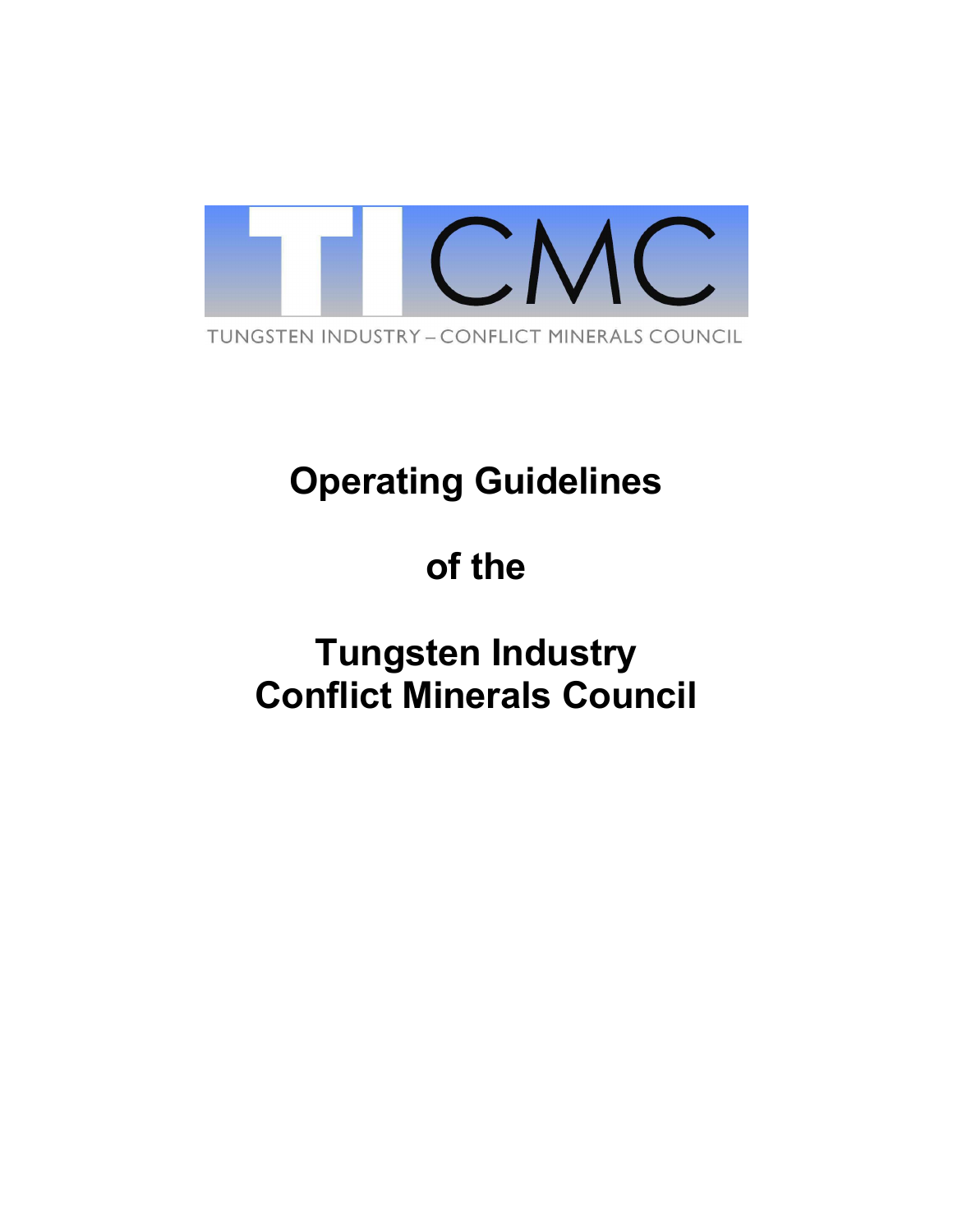TICMC

TUNGSTEN INDUSTRY – CONFLICT MINERALS COUNCIL

# Operating Guidelines

# of the

# Tungsten Industry Conflict Minerals Council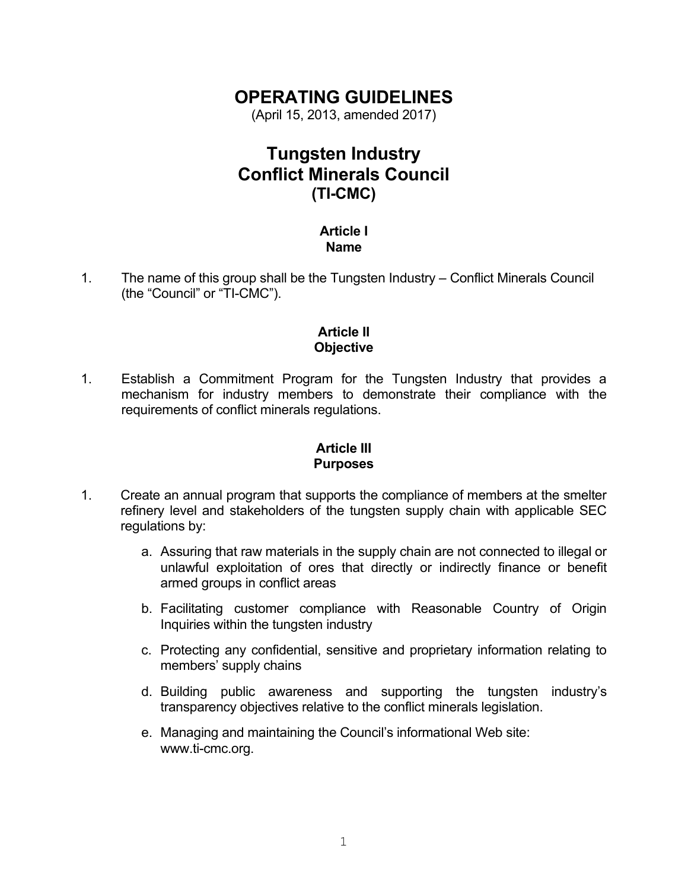# OPERATING GUIDELINES

(April 15, 2013, amended 2017)

# Tungsten Industry Conflict Minerals Council (TI-CMC)

## Article I Name

1. The name of this group shall be the Tungsten Industry – Conflict Minerals Council (the "Council" or "TI-CMC").

## Article II Objective

1. Establish a Commitment Program for the Tungsten Industry that provides a mechanism for industry members to demonstrate their compliance with the requirements of conflict minerals regulations.

## Article III Purposes

1. Create an annual program that supports the compliance of members at the smelter refinery level and stakeholders of the tungsten supply chain with applicable SEC regulations by:

   a. Assuring that raw materials in the supply chain are not connected to illegal or unlawful exploitation of ores that directly or indirectly finance or benefit armed groups in conflict areas

   b. Facilitating customer compliance with Reasonable Country of Origin Inquiries within the tungsten industry

   c. Protecting any confidential, sensitive and proprietary information relating to members' supply chains

   d. Building public awareness and supporting the tungsten industry's transparency objectives relative to the conflict minerals legislation.

   e. Managing and maintaining the Council's informational Web site: www.ti-cmc.org.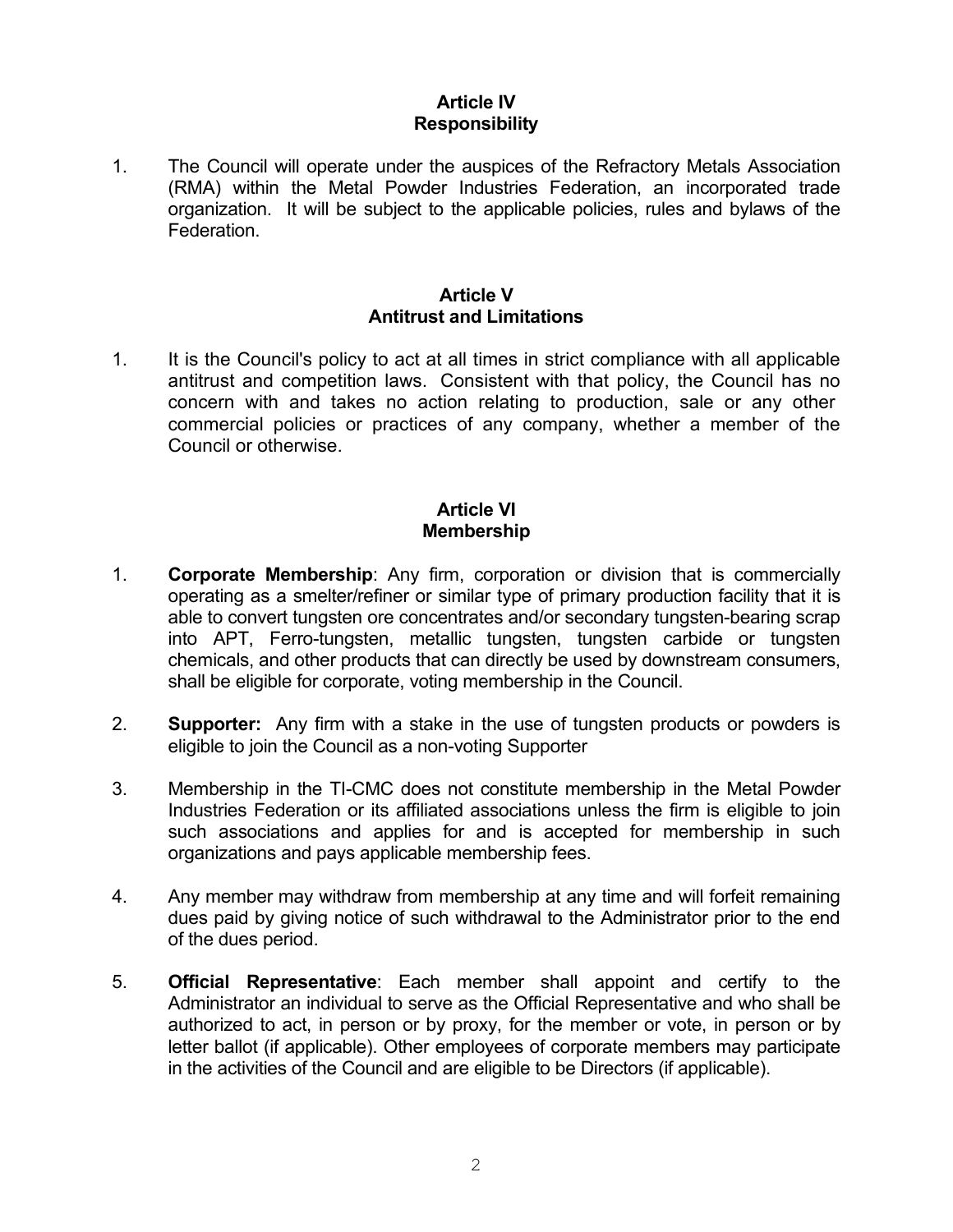## Article IV
## Responsibility

1. The Council will operate under the auspices of the Refractory Metals Association (RMA) within the Metal Powder Industries Federation, an incorporated trade organization. It will be subject to the applicable policies, rules and bylaws of the Federation.

## Article V
## Antitrust and Limitations

1. It is the Council's policy to act at all times in strict compliance with all applicable antitrust and competition laws. Consistent with that policy, the Council has no concern with and takes no action relating to production, sale or any other commercial policies or practices of any company, whether a member of the Council or otherwise.

## Article VI
## Membership

1. **Corporate Membership**: Any firm, corporation or division that is commercially operating as a smelter/refiner or similar type of primary production facility that it is able to convert tungsten ore concentrates and/or secondary tungsten-bearing scrap into APT, Ferro-tungsten, metallic tungsten, tungsten carbide or tungsten chemicals, and other products that can directly be used by downstream consumers, shall be eligible for corporate, voting membership in the Council.

2. **Supporter:** Any firm with a stake in the use of tungsten products or powders is eligible to join the Council as a non-voting Supporter

3. Membership in the TI-CMC does not constitute membership in the Metal Powder Industries Federation or its affiliated associations unless the firm is eligible to join such associations and applies for and is accepted for membership in such organizations and pays applicable membership fees.

4. Any member may withdraw from membership at any time and will forfeit remaining dues paid by giving notice of such withdrawal to the Administrator prior to the end of the dues period.

5. **Official Representative**: Each member shall appoint and certify to the Administrator an individual to serve as the Official Representative and who shall be authorized to act, in person or by proxy, for the member or vote, in person or by letter ballot (if applicable). Other employees of corporate members may participate in the activities of the Council and are eligible to be Directors (if applicable).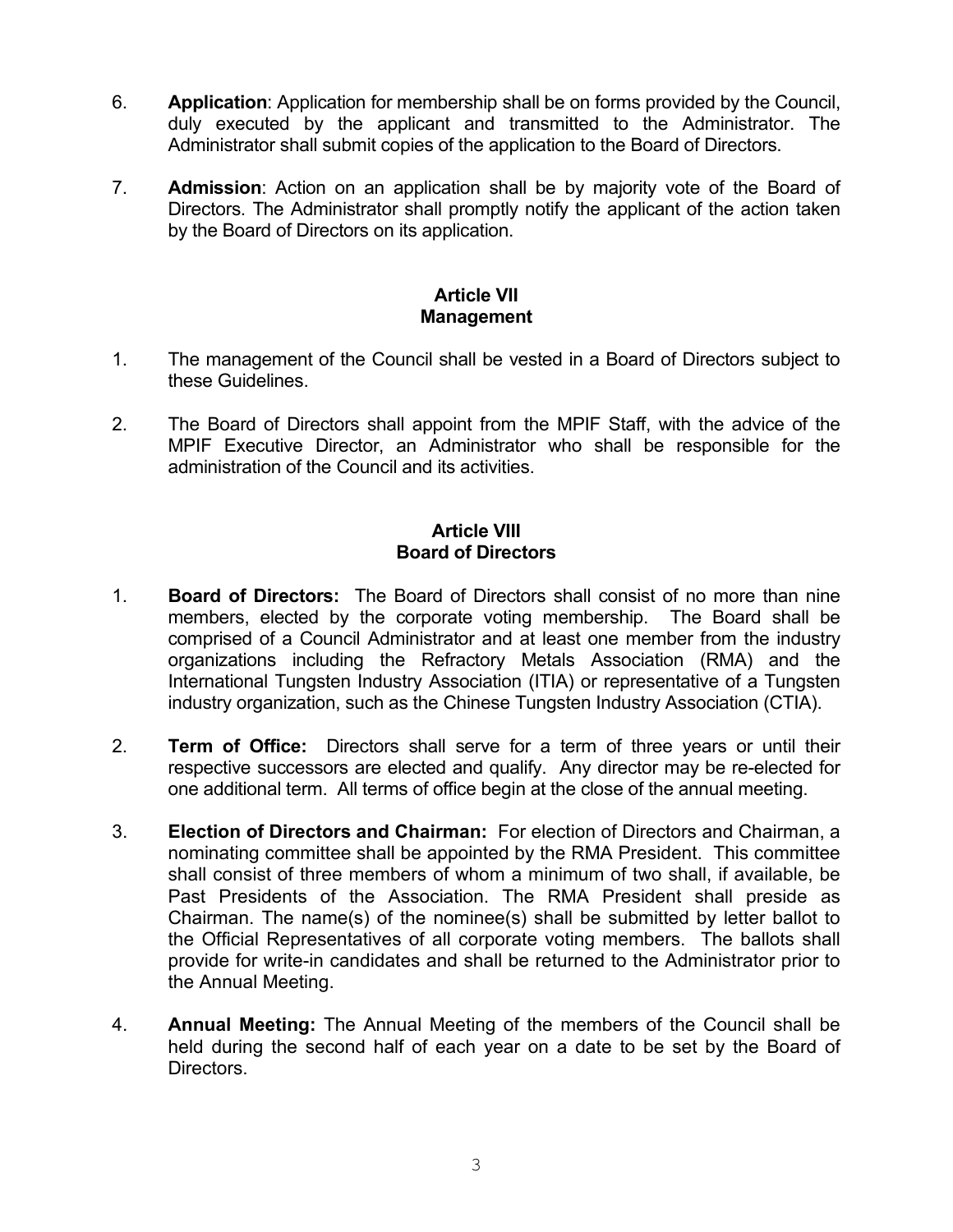6. **Application**: Application for membership shall be on forms provided by the Council, duly executed by the applicant and transmitted to the Administrator. The Administrator shall submit copies of the application to the Board of Directors.

7. **Admission**: Action on an application shall be by majority vote of the Board of Directors. The Administrator shall promptly notify the applicant of the action taken by the Board of Directors on its application.

## Article VII
## Management

1. The management of the Council shall be vested in a Board of Directors subject to these Guidelines.

2. The Board of Directors shall appoint from the MPIF Staff, with the advice of the MPIF Executive Director, an Administrator who shall be responsible for the administration of the Council and its activities.

## Article VIII
## Board of Directors

1. **Board of Directors:** The Board of Directors shall consist of no more than nine members, elected by the corporate voting membership. The Board shall be comprised of a Council Administrator and at least one member from the industry organizations including the Refractory Metals Association (RMA) and the International Tungsten Industry Association (ITIA) or representative of a Tungsten industry organization, such as the Chinese Tungsten Industry Association (CTIA).

2. **Term of Office:** Directors shall serve for a term of three years or until their respective successors are elected and qualify. Any director may be re-elected for one additional term. All terms of office begin at the close of the annual meeting.

3. **Election of Directors and Chairman:** For election of Directors and Chairman, a nominating committee shall be appointed by the RMA President. This committee shall consist of three members of whom a minimum of two shall, if available, be Past Presidents of the Association. The RMA President shall preside as Chairman. The name(s) of the nominee(s) shall be submitted by letter ballot to the Official Representatives of all corporate voting members. The ballots shall provide for write-in candidates and shall be returned to the Administrator prior to the Annual Meeting.

4. **Annual Meeting:** The Annual Meeting of the members of the Council shall be held during the second half of each year on a date to be set by the Board of Directors.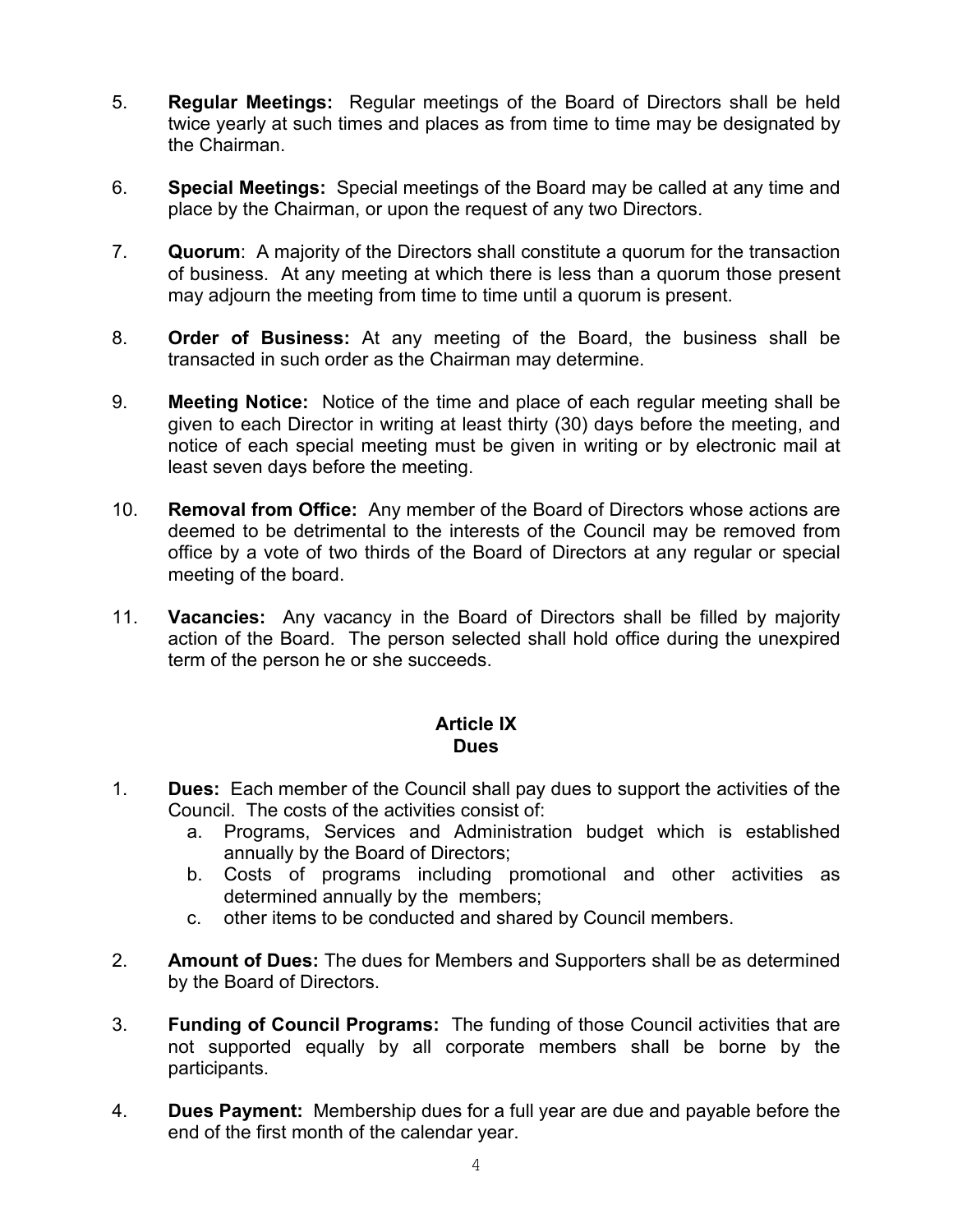5. **Regular Meetings:** Regular meetings of the Board of Directors shall be held twice yearly at such times and places as from time to time may be designated by the Chairman.

6. **Special Meetings:** Special meetings of the Board may be called at any time and place by the Chairman, or upon the request of any two Directors.

7. **Quorum**: A majority of the Directors shall constitute a quorum for the transaction of business. At any meeting at which there is less than a quorum those present may adjourn the meeting from time to time until a quorum is present.

8. **Order of Business:** At any meeting of the Board, the business shall be transacted in such order as the Chairman may determine.

9. **Meeting Notice:** Notice of the time and place of each regular meeting shall be given to each Director in writing at least thirty (30) days before the meeting, and notice of each special meeting must be given in writing or by electronic mail at least seven days before the meeting.

10. **Removal from Office:** Any member of the Board of Directors whose actions are deemed to be detrimental to the interests of the Council may be removed from office by a vote of two thirds of the Board of Directors at any regular or special meeting of the board.

11. **Vacancies:** Any vacancy in the Board of Directors shall be filled by majority action of the Board. The person selected shall hold office during the unexpired term of the person he or she succeeds.

## Article IX
## Dues

1. **Dues:** Each member of the Council shall pay dues to support the activities of the Council. The costs of the activities consist of:
   a. Programs, Services and Administration budget which is established annually by the Board of Directors;
   b. Costs of programs including promotional and other activities as determined annually by the members;
   c. other items to be conducted and shared by Council members.

2. **Amount of Dues:** The dues for Members and Supporters shall be as determined by the Board of Directors.

3. **Funding of Council Programs:** The funding of those Council activities that are not supported equally by all corporate members shall be borne by the participants.

4. **Dues Payment:** Membership dues for a full year are due and payable before the end of the first month of the calendar year.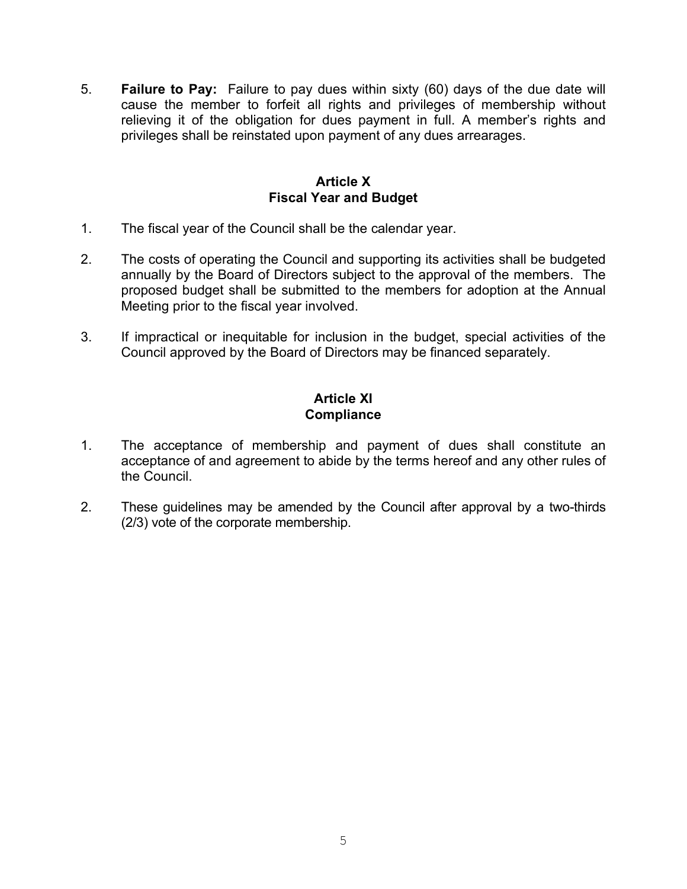5. **Failure to Pay:** Failure to pay dues within sixty (60) days of the due date will cause the member to forfeit all rights and privileges of membership without relieving it of the obligation for dues payment in full. A member's rights and privileges shall be reinstated upon payment of any dues arrearages.

## Article X
## Fiscal Year and Budget

1. The fiscal year of the Council shall be the calendar year.

2. The costs of operating the Council and supporting its activities shall be budgeted annually by the Board of Directors subject to the approval of the members. The proposed budget shall be submitted to the members for adoption at the Annual Meeting prior to the fiscal year involved.

3. If impractical or inequitable for inclusion in the budget, special activities of the Council approved by the Board of Directors may be financed separately.

## Article XI
## Compliance

1. The acceptance of membership and payment of dues shall constitute an acceptance of and agreement to abide by the terms hereof and any other rules of the Council.

2. These guidelines may be amended by the Council after approval by a two-thirds (2/3) vote of the corporate membership.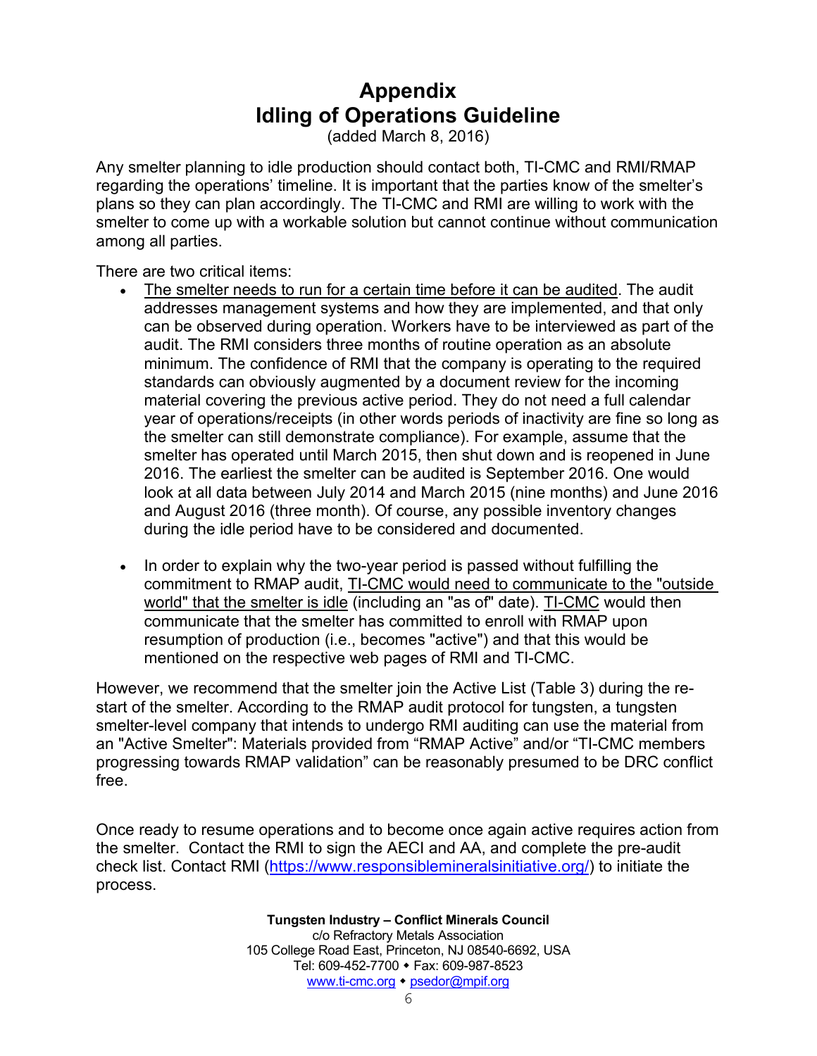# Appendix
# Idling of Operations Guideline

(added March 8, 2016)

Any smelter planning to idle production should contact both, TI-CMC and RMI/RMAP regarding the operations' timeline. It is important that the parties know of the smelter's plans so they can plan accordingly. The TI-CMC and RMI are willing to work with the smelter to come up with a workable solution but cannot continue without communication among all parties.

There are two critical items:

- The smelter needs to run for a certain time before it can be audited. The audit addresses management systems and how they are implemented, and that only can be observed during operation. Workers have to be interviewed as part of the audit. The RMI considers three months of routine operation as an absolute minimum. The confidence of RMI that the company is operating to the required standards can obviously augmented by a document review for the incoming material covering the previous active period. They do not need a full calendar year of operations/receipts (in other words periods of inactivity are fine so long as the smelter can still demonstrate compliance). For example, assume that the smelter has operated until March 2015, then shut down and is reopened in June 2016. The earliest the smelter can be audited is September 2016. One would look at all data between July 2014 and March 2015 (nine months) and June 2016 and August 2016 (three month). Of course, any possible inventory changes during the idle period have to be considered and documented.

- In order to explain why the two-year period is passed without fulfilling the commitment to RMAP audit, TI-CMC would need to communicate to the "outside world" that the smelter is idle (including an "as of" date). TI-CMC would then communicate that the smelter has committed to enroll with RMAP upon resumption of production (i.e., becomes "active") and that this would be mentioned on the respective web pages of RMI and TI-CMC.

However, we recommend that the smelter join the Active List (Table 3) during the re-start of the smelter. According to the RMAP audit protocol for tungsten, a tungsten smelter-level company that intends to undergo RMI auditing can use the material from an "Active Smelter": Materials provided from "RMAP Active" and/or "TI-CMC members progressing towards RMAP validation" can be reasonably presumed to be DRC conflict free.

Once ready to resume operations and to become once again active requires action from the smelter. Contact the RMI to sign the AECI and AA, and complete the pre-audit check list. Contact RMI (https://www.responsiblemineralsinitiative.org/) to initiate the process.

**Tungsten Industry – Conflict Minerals Council**
c/o Refractory Metals Association
105 College Road East, Princeton, NJ 08540-6692, USA
Tel: 609-452-7700 • Fax: 609-987-8523
www.ti-cmc.org • psedor@mpif.org